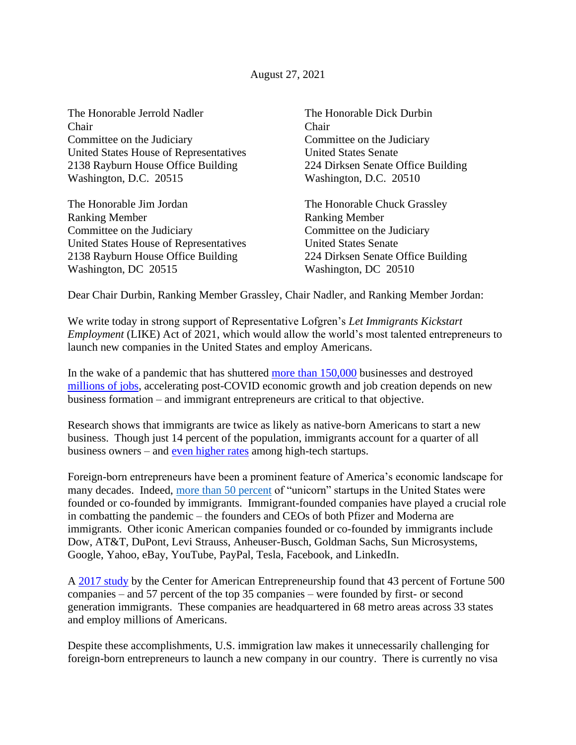August 27, 2021

The Honorable Jerrold Nadler
Chair
Committee on the Judiciary
United States House of Representatives
2138 Rayburn House Office Building
Washington, D.C. 20515

The Honorable Dick Durbin
Chair
Committee on the Judiciary
United States Senate
224 Dirksen Senate Office Building
Washington, D.C. 20510

The Honorable Jim Jordan
Ranking Member
Committee on the Judiciary
United States House of Representatives
2138 Rayburn House Office Building
Washington, DC 20515

The Honorable Chuck Grassley
Ranking Member
Committee on the Judiciary
United States Senate
224 Dirksen Senate Office Building
Washington, DC 20510

Dear Chair Durbin, Ranking Member Grassley, Chair Nadler, and Ranking Member Jordan:

We write today in strong support of Representative Lofgren's *Let Immigrants Kickstart Employment* (LIKE) Act of 2021, which would allow the world's most talented entrepreneurs to launch new companies in the United States and employ Americans.

In the wake of a pandemic that has shuttered more than 150,000 businesses and destroyed millions of jobs, accelerating post-COVID economic growth and job creation depends on new business formation – and immigrant entrepreneurs are critical to that objective.

Research shows that immigrants are twice as likely as native-born Americans to start a new business. Though just 14 percent of the population, immigrants account for a quarter of all business owners – and even higher rates among high-tech startups.

Foreign-born entrepreneurs have been a prominent feature of America's economic landscape for many decades. Indeed, more than 50 percent of "unicorn" startups in the United States were founded or co-founded by immigrants. Immigrant-founded companies have played a crucial role in combatting the pandemic – the founders and CEOs of both Pfizer and Moderna are immigrants. Other iconic American companies founded or co-founded by immigrants include Dow, AT&T, DuPont, Levi Strauss, Anheuser-Busch, Goldman Sachs, Sun Microsystems, Google, Yahoo, eBay, YouTube, PayPal, Tesla, Facebook, and LinkedIn.

A 2017 study by the Center for American Entrepreneurship found that 43 percent of Fortune 500 companies – and 57 percent of the top 35 companies – were founded by first- or second generation immigrants. These companies are headquartered in 68 metro areas across 33 states and employ millions of Americans.

Despite these accomplishments, U.S. immigration law makes it unnecessarily challenging for foreign-born entrepreneurs to launch a new company in our country. There is currently no visa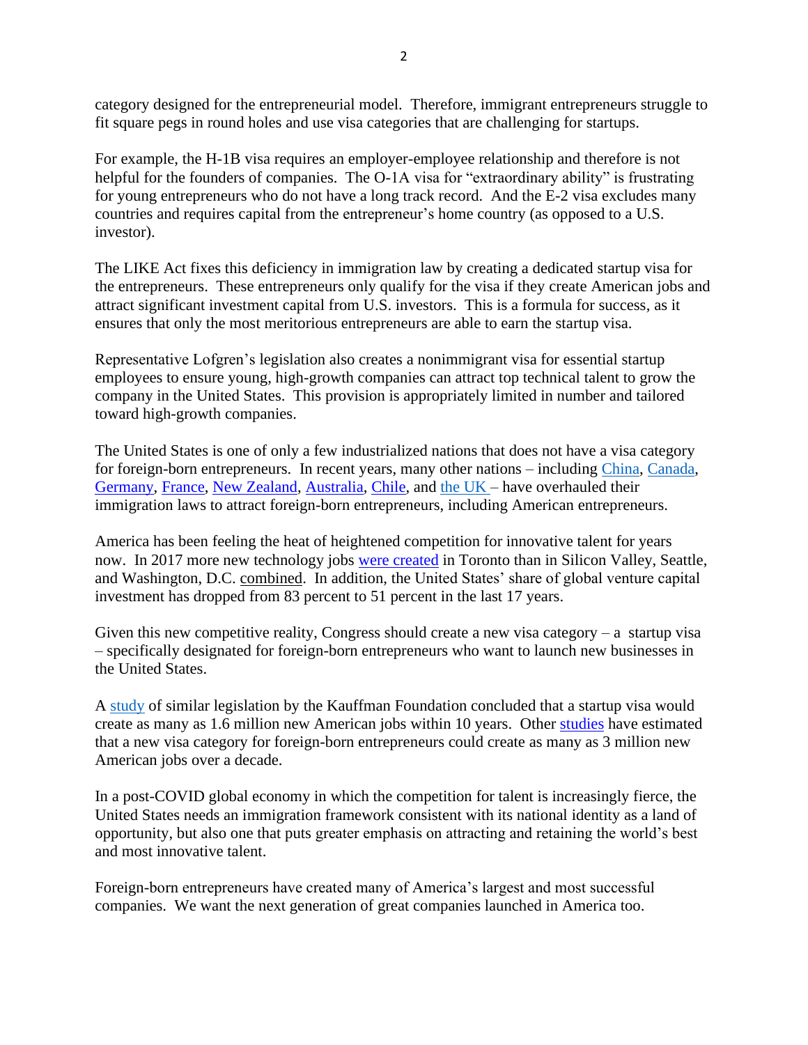category designed for the entrepreneurial model. Therefore, immigrant entrepreneurs struggle to fit square pegs in round holes and use visa categories that are challenging for startups.

For example, the H-1B visa requires an employer-employee relationship and therefore is not helpful for the founders of companies. The O-1A visa for "extraordinary ability" is frustrating for young entrepreneurs who do not have a long track record. And the E-2 visa excludes many countries and requires capital from the entrepreneur's home country (as opposed to a U.S. investor).

The LIKE Act fixes this deficiency in immigration law by creating a dedicated startup visa for the entrepreneurs. These entrepreneurs only qualify for the visa if they create American jobs and attract significant investment capital from U.S. investors. This is a formula for success, as it ensures that only the most meritorious entrepreneurs are able to earn the startup visa.

Representative Lofgren's legislation also creates a nonimmigrant visa for essential startup employees to ensure young, high-growth companies can attract top technical talent to grow the company in the United States. This provision is appropriately limited in number and tailored toward high-growth companies.

The United States is one of only a few industrialized nations that does not have a visa category for foreign-born entrepreneurs. In recent years, many other nations – including China, Canada, Germany, France, New Zealand, Australia, Chile, and the UK – have overhauled their immigration laws to attract foreign-born entrepreneurs, including American entrepreneurs.

America has been feeling the heat of heightened competition for innovative talent for years now. In 2017 more new technology jobs were created in Toronto than in Silicon Valley, Seattle, and Washington, D.C. combined. In addition, the United States' share of global venture capital investment has dropped from 83 percent to 51 percent in the last 17 years.

Given this new competitive reality, Congress should create a new visa category – a startup visa – specifically designated for foreign-born entrepreneurs who want to launch new businesses in the United States.

A study of similar legislation by the Kauffman Foundation concluded that a startup visa would create as many as 1.6 million new American jobs within 10 years. Other studies have estimated that a new visa category for foreign-born entrepreneurs could create as many as 3 million new American jobs over a decade.

In a post-COVID global economy in which the competition for talent is increasingly fierce, the United States needs an immigration framework consistent with its national identity as a land of opportunity, but also one that puts greater emphasis on attracting and retaining the world's best and most innovative talent.

Foreign-born entrepreneurs have created many of America's largest and most successful companies. We want the next generation of great companies launched in America too.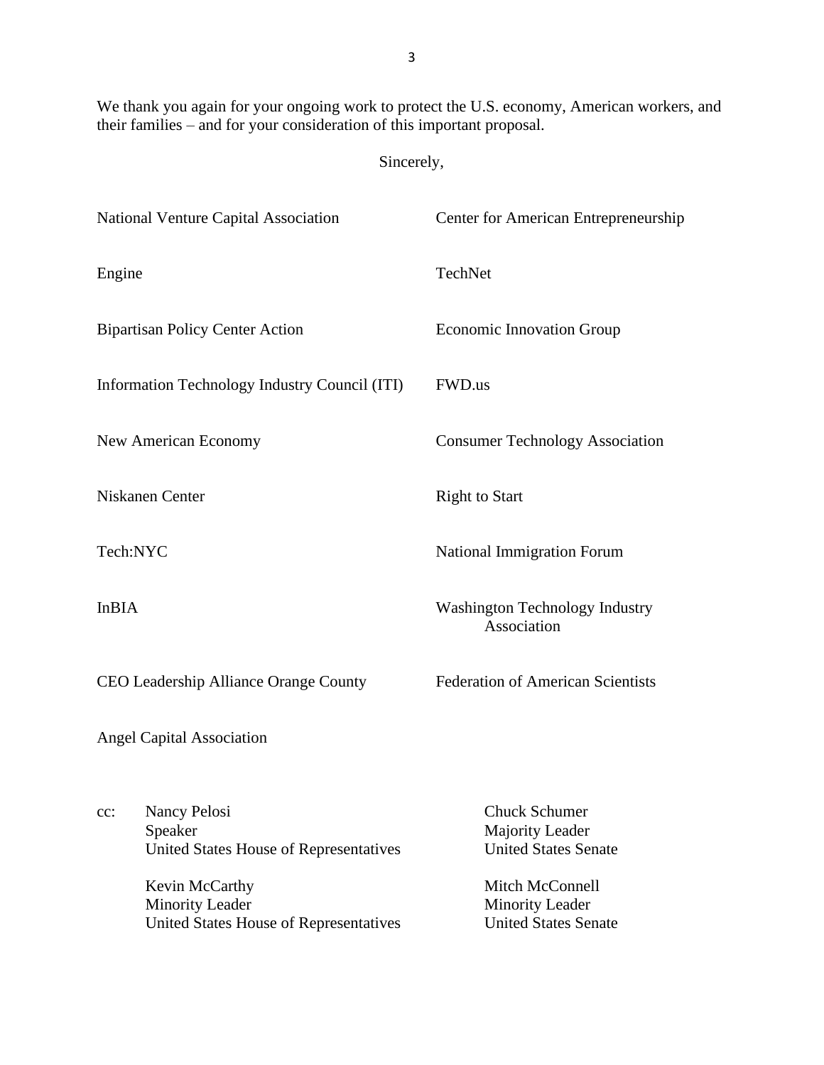We thank you again for your ongoing work to protect the U.S. economy, American workers, and their families – and for your consideration of this important proposal.

Sincerely,

National Venture Capital Association

Center for American Entrepreneurship

Engine

TechNet

Bipartisan Policy Center Action

Economic Innovation Group

Information Technology Industry Council (ITI)

FWD.us

New American Economy

Consumer Technology Association

Niskanen Center

Right to Start

Tech:NYC

National Immigration Forum

InBIA

Washington Technology Industry Association

CEO Leadership Alliance Orange County

Federation of American Scientists

Angel Capital Association

cc:

Nancy Pelosi
Speaker
United States House of Representatives

Chuck Schumer
Majority Leader
United States Senate

Kevin McCarthy
Minority Leader
United States House of Representatives

Mitch McConnell
Minority Leader
United States Senate